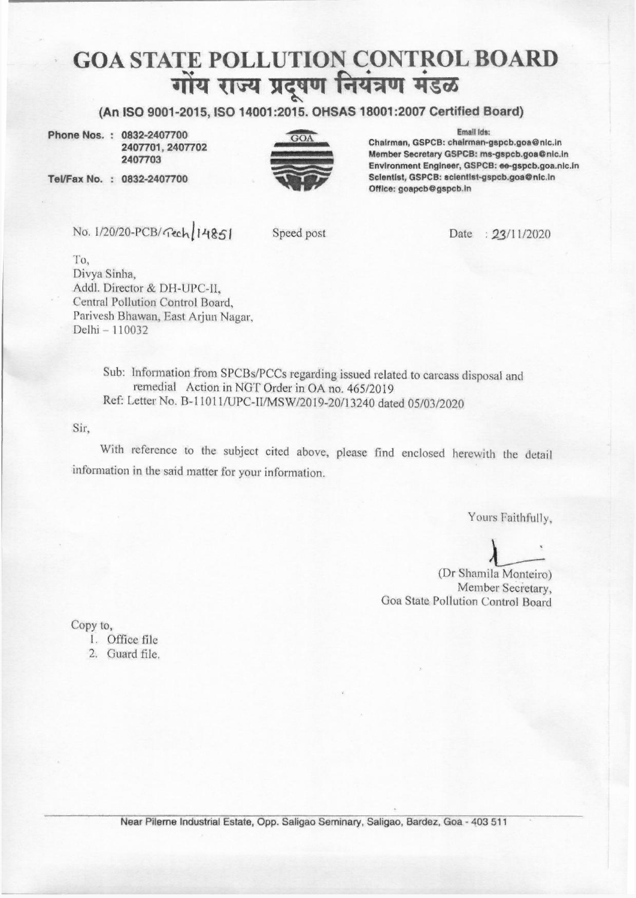# GOA STATE POLLUTION CONTROL BOARD
# गोंय राज्य प्रदूषण नियंत्रण मंडळ

**(An ISO 9001-2015, ISO 14001:2015. OHSAS 18001:2007 Certified Board)**

Phone Nos. : 0832-2407700
2407701, 2407702
2407703

Tel/Fax No. : 0832-2407700

Email Ids:
Chairman, GSPCB: chairman-gspcb.goa@nic.in
Member Secretary GSPCB: ms-gspcb.goa@nic.in
Environment Engineer, GSPCB: ee-gspcb.goa.nic.in
Scientist, GSPCB: scientist-gspcb.goa@nic.in
Office: goapcb@gspcb.in

No. 1/20/20-PCB/Tech/14851 Speed post Date : 23/11/2020

To,
Divya Sinha,
Addl. Director & DH-UPC-II,
Central Pollution Control Board,
Parivesh Bhawan, East Arjun Nagar,
Delhi – 110032

Sub: Information from SPCBs/PCCs regarding issued related to carcass disposal and remedial Action in NGT Order in OA no. 465/2019
Ref: Letter No. B-11011/UPC-II/MSW/2019-20/13240 dated 05/03/2020

Sir,

With reference to the subject cited above, please find enclosed herewith the detail information in the said matter for your information.

Yours Faithfully,

(Dr Shamila Monteiro)
Member Secretary,
Goa State Pollution Control Board

Copy to,
1. Office file
2. Guard file.

Near Pilerne Industrial Estate, Opp. Saligao Seminary, Saligao, Bardez, Goa - 403 511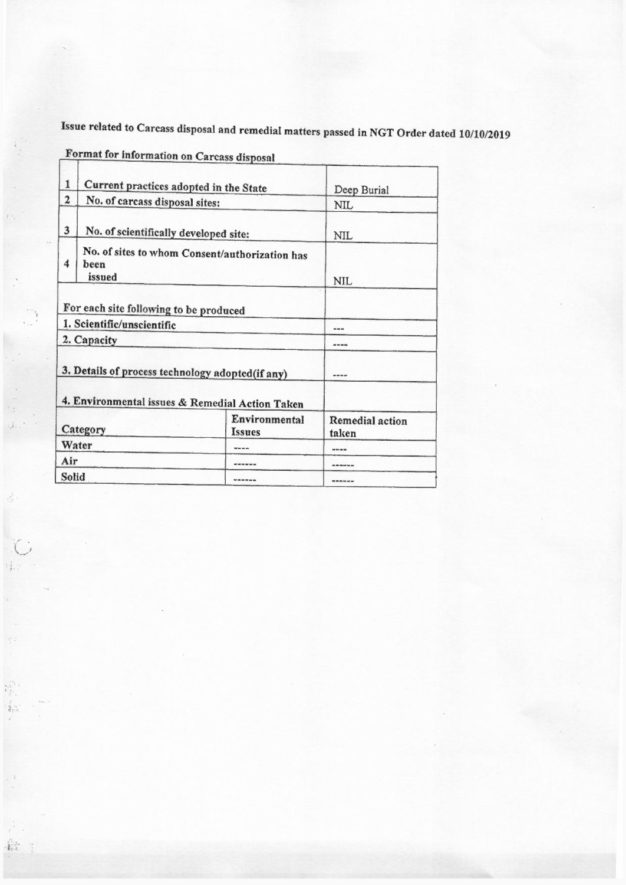Issue related to Carcass disposal and remedial matters passed in NGT Order dated 10/10/2019

Format for information on Carcass disposal

| | | | |
|---|---|---|---|
| 1 | Current practices adopted in the State | | Deep Burial |
| 2 | No. of carcass disposal sites: | | NIL |
| 3 | No. of scientifically developed site: | | NIL |
| 4 | No. of sites to whom Consent/authorization has been issued | | NIL |
| For each site following to be produced | | | |
| 1. Scientific/unscientific | | | ---- |
| 2. Capacity | | | ---- |
| 3. Details of process technology adopted(if any) | | | ---- |
| 4. Environmental issues & Remedial Action Taken | | | |
| Category | | Environmental Issues | Remedial action taken |
| Water | | ---- | ---- |
| Air | | ------ | ------ |
| Solid | | ------ | ------ |